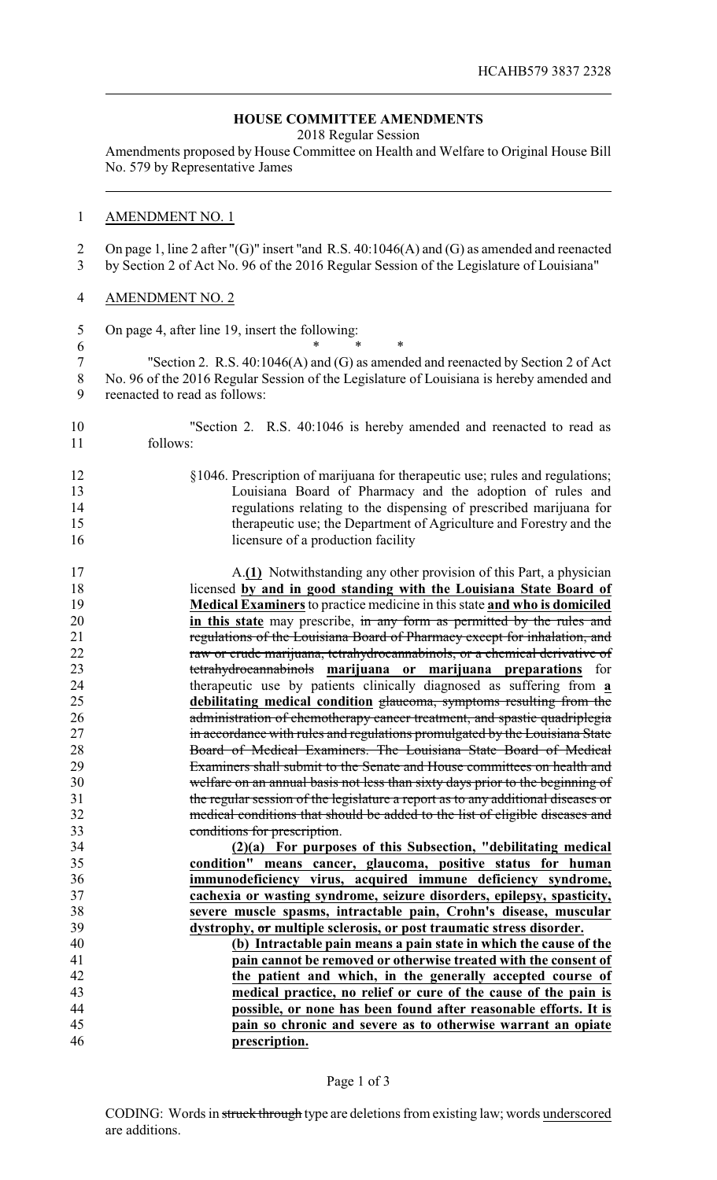HCAHB579 3837 2328

## HOUSE COMMITTEE AMENDMENTS

2018 Regular Session

Amendments proposed by House Committee on Health and Welfare to Original House Bill No. 579 by Representative James

AMENDMENT NO. 1

On page 1, line 2 after "(G)" insert "and R.S. 40:1046(A) and (G) as amended and reenacted by Section 2 of Act No. 96 of the 2016 Regular Session of the Legislature of Louisiana"

AMENDMENT NO. 2

On page 4, after line 19, insert the following:

\* \* \*

"Section 2. R.S. 40:1046(A) and (G) as amended and reenacted by Section 2 of Act No. 96 of the 2016 Regular Session of the Legislature of Louisiana is hereby amended and reenacted to read as follows:

"Section 2. R.S. 40:1046 is hereby amended and reenacted to read as follows:

§1046. Prescription of marijuana for therapeutic use; rules and regulations; Louisiana Board of Pharmacy and the adoption of rules and regulations relating to the dispensing of prescribed marijuana for therapeutic use; the Department of Agriculture and Forestry and the licensure of a production facility

A.<u>(1)</u> Notwithstanding any other provision of this Part, a physician licensed <u>**by and in good standing with the Louisiana State Board of Medical Examiners**</u> to practice medicine in this state <u>**and who is domiciled in this state**</u> may prescribe, ~~in any form as permitted by the rules and regulations of the Louisiana Board of Pharmacy except for inhalation, and raw or crude marijuana, tetrahydrocannabinols, or a chemical derivative of tetrahydrocannabinols~~ <u>**marijuana or marijuana preparations**</u> for therapeutic use by patients clinically diagnosed as suffering from <u>**a debilitating medical condition**</u> ~~glaucoma, symptoms resulting from the administration of chemotherapy cancer treatment, and spastic quadriplegia in accordance with rules and regulations promulgated by the Louisiana State Board of Medical Examiners. The Louisiana State Board of Medical Examiners shall submit to the Senate and House committees on health and welfare on an annual basis not less than sixty days prior to the beginning of the regular session of the legislature a report as to any additional diseases or medical conditions that should be added to the list of eligible diseases and conditions for prescription~~.

<u>**(2)(a) For purposes of this Subsection, "debilitating medical condition" means cancer, glaucoma, positive status for human immunodeficiency virus, acquired immune deficiency syndrome, cachexia or wasting syndrome, seizure disorders, epilepsy, spasticity, severe muscle spasms, intractable pain, Crohn's disease, muscular dystrophy,**</u> ~~or~~ <u>**multiple sclerosis, or post traumatic stress disorder.**</u>

<u>**(b) Intractable pain means a pain state in which the cause of the pain cannot be removed or otherwise treated with the consent of the patient and which, in the generally accepted course of medical practice, no relief or cure of the cause of the pain is possible, or none has been found after reasonable efforts. It is pain so chronic and severe as to otherwise warrant an opiate prescription.**</u>

CODING: Words in ~~struck through~~ type are deletions from existing law; words <u>underscored</u> are additions.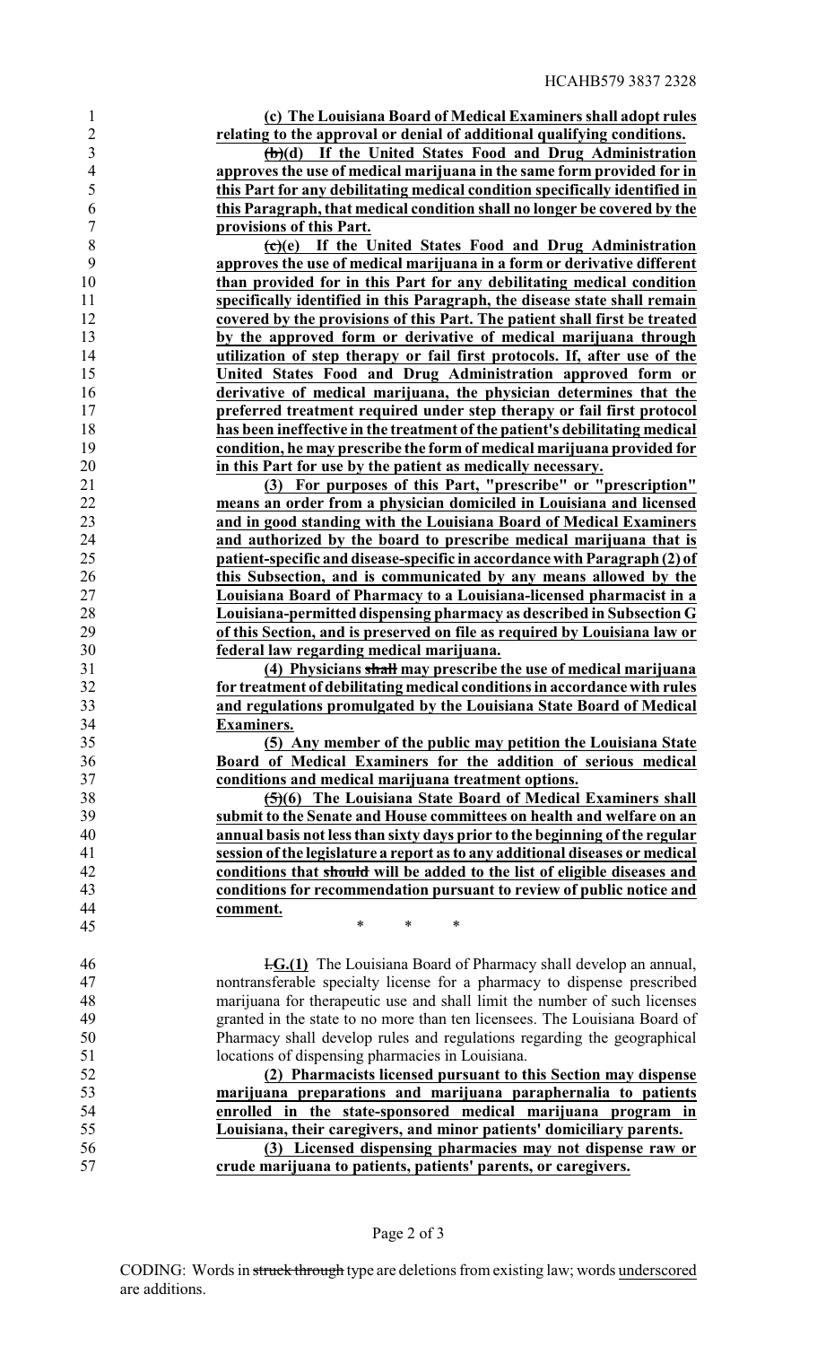**(c) The Louisiana Board of Medical Examiners shall adopt rules relating to the approval or denial of additional qualifying conditions.**

~~(b)~~**(d) If the United States Food and Drug Administration approves the use of medical marijuana in the same form provided for in this Part for any debilitating medical condition specifically identified in this Paragraph, that medical condition shall no longer be covered by the provisions of this Part.**

~~(c)~~**(e) If the United States Food and Drug Administration approves the use of medical marijuana in a form or derivative different than provided for in this Part for any debilitating medical condition specifically identified in this Paragraph, the disease state shall remain covered by the provisions of this Part. The patient shall first be treated by the approved form or derivative of medical marijuana through utilization of step therapy or fail first protocols. If, after use of the United States Food and Drug Administration approved form or derivative of medical marijuana, the physician determines that the preferred treatment required under step therapy or fail first protocol has been ineffective in the treatment of the patient's debilitating medical condition, he may prescribe the form of medical marijuana provided for in this Part for use by the patient as medically necessary.**

**(3) For purposes of this Part, "prescribe" or "prescription" means an order from a physician domiciled in Louisiana and licensed and in good standing with the Louisiana Board of Medical Examiners and authorized by the board to prescribe medical marijuana that is patient-specific and disease-specific in accordance with Paragraph (2) of this Subsection, and is communicated by any means allowed by the Louisiana Board of Pharmacy to a Louisiana-licensed pharmacist in a Louisiana-permitted dispensing pharmacy as described in Subsection G of this Section, and is preserved on file as required by Louisiana law or federal law regarding medical marijuana.**

**(4) Physicians ~~shall~~ may prescribe the use of medical marijuana for treatment of debilitating medical conditions in accordance with rules and regulations promulgated by the Louisiana State Board of Medical Examiners.**

**(5) Any member of the public may petition the Louisiana State Board of Medical Examiners for the addition of serious medical conditions and medical marijuana treatment options.**

~~(5)~~**(6) The Louisiana State Board of Medical Examiners shall submit to the Senate and House committees on health and welfare on an annual basis not less than sixty days prior to the beginning of the regular session of the legislature a report as to any additional diseases or medical conditions that ~~should~~ will be added to the list of eligible diseases and conditions for recommendation pursuant to review of public notice and comment.**

\* \* \*

~~I.~~**G.(1)** The Louisiana Board of Pharmacy shall develop an annual, nontransferable specialty license for a pharmacy to dispense prescribed marijuana for therapeutic use and shall limit the number of such licenses granted in the state to no more than ten licensees. The Louisiana Board of Pharmacy shall develop rules and regulations regarding the geographical locations of dispensing pharmacies in Louisiana.

**(2) Pharmacists licensed pursuant to this Section may dispense marijuana preparations and marijuana paraphernalia to patients enrolled in the state-sponsored medical marijuana program in Louisiana, their caregivers, and minor patients' domiciliary parents.**

**(3) Licensed dispensing pharmacies may not dispense raw or crude marijuana to patients, patients' parents, or caregivers.**

CODING: Words in ~~struck through~~ type are deletions from existing law; words underscored are additions.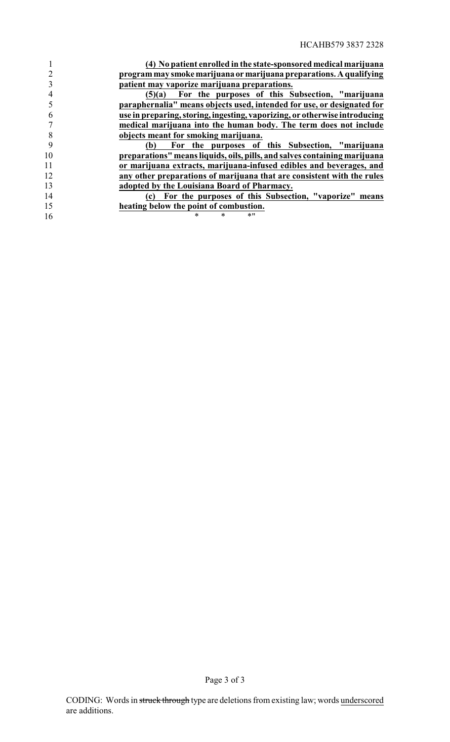**(4) No patient enrolled in the state-sponsored medical marijuana program may smoke marijuana or marijuana preparations. A qualifying patient may vaporize marijuana preparations.**

**(5)(a) For the purposes of this Subsection, "marijuana paraphernalia" means objects used, intended for use, or designated for use in preparing, storing, ingesting, vaporizing, or otherwise introducing medical marijuana into the human body. The term does not include objects meant for smoking marijuana.**

**(b) For the purposes of this Subsection, "marijuana preparations" means liquids, oils, pills, and salves containing marijuana or marijuana extracts, marijuana-infused edibles and beverages, and any other preparations of marijuana that are consistent with the rules adopted by the Louisiana Board of Pharmacy.**

**(c) For the purposes of this Subsection, "vaporize" means heating below the point of combustion.**

\* \* \*"

CODING: Words in ~~struck through~~ type are deletions from existing law; words underscored are additions.